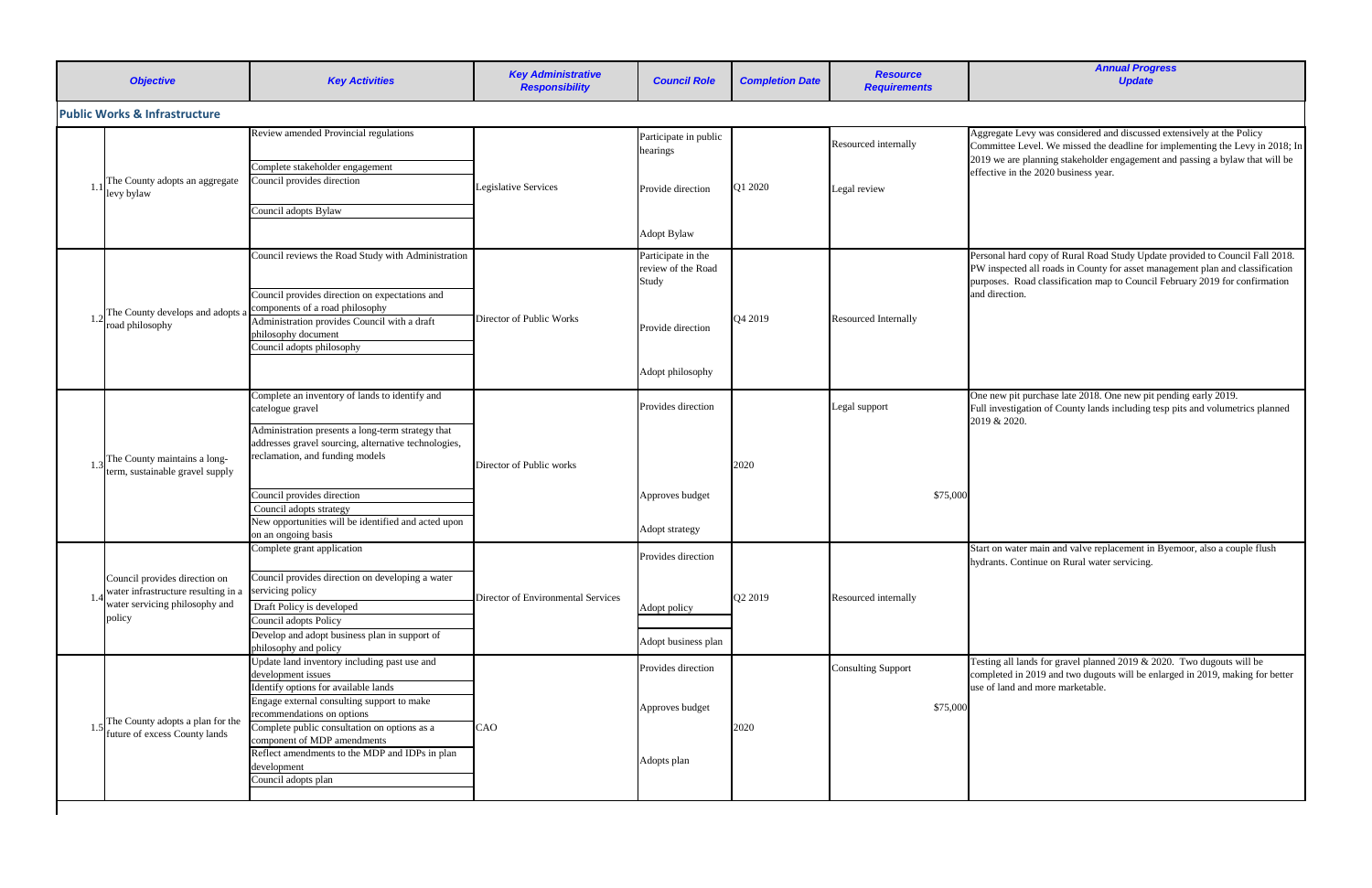| | Objective | Key Activities | Key Administrative Responsibility | Council Role | Completion Date | Resource Requirements | Annual Progress Update |
|---|---|---|---|---|---|---|---|
| **Public Works & Infrastructure** | | | | | | | |
| 1.1 | The County adopts an aggregate levy bylaw | Review amended Provincial regulations<br>Complete stakeholder engagement<br>Council provides direction<br>Council adopts Bylaw | Legislative Services | Participate in public hearings<br>Provide direction<br>Adopt Bylaw | Q1 2020 | Resourced internally<br>Legal review | Aggregate Levy was considered and discussed extensively at the Policy Committee Level. We missed the deadline for implementing the Levy in 2018; In 2019 we are planning stakeholder engagement and passing a bylaw that will be effective in the 2020 business year. |
| 1.2 | The County develops and adopts a road philosophy | Council reviews the Road Study with Administration<br>Council provides direction on expectations and components of a road philosophy<br>Administration provides Council with a draft philosophy document<br>Council adopts philosophy | Director of Public Works | Participate in the review of the Road Study<br>Provide direction<br>Adopt philosophy | Q4 2019 | Resourced Internally | Personal hard copy of Rural Road Study Update provided to Council Fall 2018. PW inspected all roads in County for asset management plan and classification purposes. Road classification map to Council February 2019 for confirmation and direction. |
| 1.3 | The County maintains a long-term, sustainable gravel supply | Complete an inventory of lands to identify and catelogue gravel<br>Administration presents a long-term strategy that addresses gravel sourcing, alternative technologies, reclamation, and funding models<br>Council provides direction<br>Council adopts strategy<br>New opportunities will be identified and acted upon on an ongoing basis | Director of Public works | Provides direction<br>Approves budget<br>Adopt strategy | 2020 | Legal support<br>$75,000 | One new pit purchase late 2018. One new pit pending early 2019. Full investigation of County lands including tesp pits and volumetrics planned 2019 & 2020. |
| 1.4 | Council provides direction on water infrastructure resulting in a water servicing philosophy and policy | Complete grant application<br>Council provides direction on developing a water servicing policy<br>Draft Policy is developed<br>Council adopts Policy<br>Develop and adopt business plan in support of philosophy and policy | Director of Environmental Services | Provides direction<br>Adopt policy<br>Adopt business plan | Q2 2019 | Resourced internally | Start on water main and valve replacement in Byemoor, also a couple flush hydrants. Continue on Rural water servicing. |
| 1.5 | The County adopts a plan for the future of excess County lands | Update land inventory including past use and development issues<br>Identify options for available lands<br>Engage external consulting support to make recommendations on options<br>Complete public consultation on options as a component of MDP amendments<br>Reflect amendments to the MDP and IDPs in plan development<br>Council adopts plan | CAO | Provides direction<br>Approves budget<br>Adopts plan | 2020 | Consulting Support<br>$75,000 | Testing all lands for gravel planned 2019 & 2020. Two dugouts will be completed in 2019 and two dugouts will be enlarged in 2019, making for better use of land and more marketable. |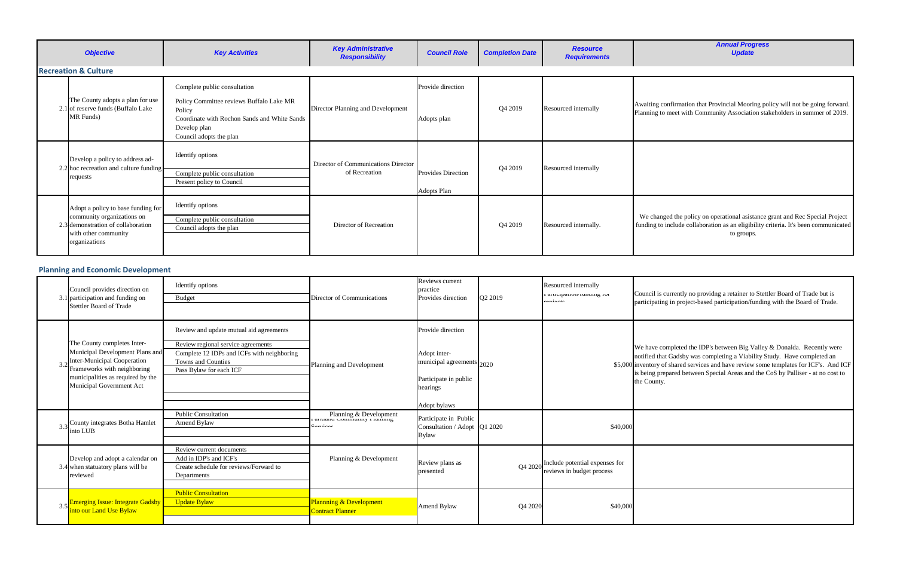| | *Objective* | *Key Activities* | *Key Administrative Responsibility* | *Council Role* | *Completion Date* | *Resource Requirements* | *Annual Progress Update* |
|---|---|---|---|---|---|---|---|
| **Recreation & Culture** | | | | | | | |
| 2.1 | The County adopts a plan for use of reserve funds (Buffalo Lake MR Funds) | Complete public consultation<br>Policy Committee reviews Buffalo Lake MR Policy<br>Coordinate with Rochon Sands and White Sands<br>Develop plan<br>Council adopts the plan | Director Planning and Development | Provide direction<br>Adopts plan | Q4 2019 | Resourced internally | Awaiting confirmation that Provincial Mooring policy will not be going forward. Planning to meet with Community Association stakeholders in summer of 2019. |
| 2.2 | Develop a policy to address ad-hoc recreation and culture funding requests | Identify options<br>Complete public consultation<br>Present policy to Council | Director of Communications Director of Recreation | Provides Direction<br>Adopts Plan | Q4 2019 | Resourced internally | |
| 2.3 | Adopt a policy to base funding for community organizations on demonstration of collaboration with other community organizations | Identify options<br>Complete public consultation<br>Council adopts the plan | Director of Recreation | | Q4 2019 | Resourced internally. | We changed the policy on operational asistance grant and Rec Special Project funding to include collaboration as an eligibility criteria. It's been communicated to groups. |
| **Planning and Economic Development** | | | | | | | |
| 3.1 | Council provides direction on participation and funding on Stettler Board of Trade | Identify options<br>Budget | Director of Communications | Reviews current practice<br>Provides direction | Q2 2019 | Resourced internally<br>Participation/funding for projects | Council is currently no providng a retainer to Stettler Board of Trade but is participating in project-based participation/funding with the Board of Trade. |
| 3.2 | The County completes Inter-Municipal Development Plans and Inter-Municipal Cooperation Frameworks with neighboring municipalities as required by the Municipal Government Act | Review and update mutual aid agreements<br>Review regional service agreements<br>Complete 12 IDPs and ICFs with neighboring Towns and Counties<br>Pass Bylaw for each ICF | Planning and Development | Provide direction<br>Adopt inter-municipal agreements<br>Participate in public hearings<br>Adopt bylaws | 2020 | $5,000 | We have completed the IDP's between Big Valley & Donalda. Recently were notified that Gadsby was completing a Viability Study. Have completed an inventory of shared services and have review some templates for ICF's. And ICF is being prepared between Special Areas and the CoS by Palliser - at no cost to the County. |
| 3.3 | County integrates Botha Hamlet into LUB | Public Consultation<br>Amend Bylaw | Planning & Development<br>Parkland Community Planning Services | Participate in Public Consultation / Adopt Bylaw | Q1 2020 | $40,000 | |
| 3.4 | Develop and adopt a calendar on when statuatory plans will be reviewed | Review current documents<br>Add in IDP's and ICF's<br>Create schedule for reviews/Forward to Departments | Planning & Development | Review plans as presented | Q4 2020 | Include potential expenses for reviews in budget process | |
| 3.5 | Emerging Issue: Integrate Gadsby into our Land Use Bylaw | Public Consultation<br>Update Bylaw | Plannning & Development<br>Contract Planner | Amend Bylaw | Q4 2020 | $40,000 | |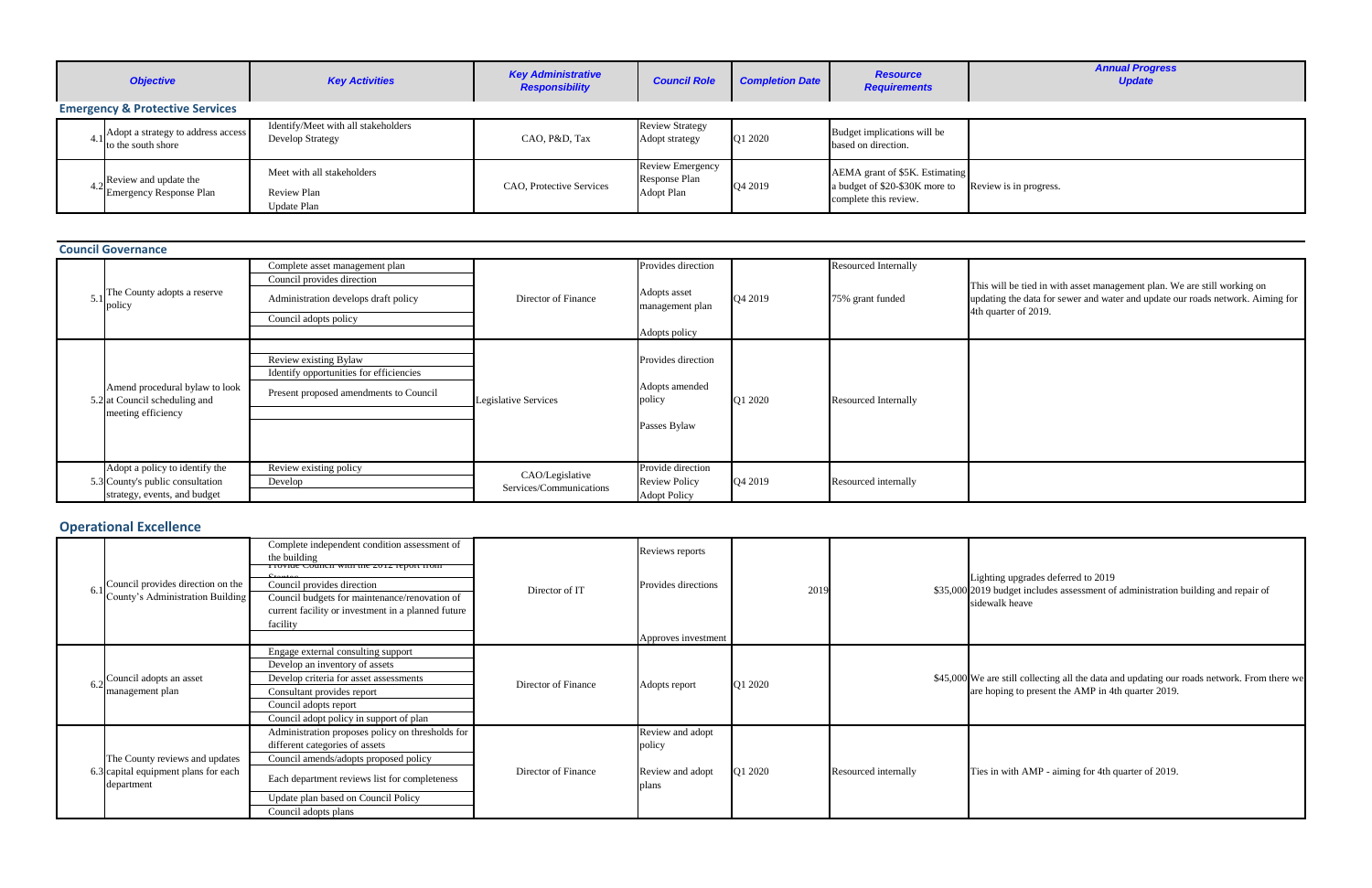| | Objective | Key Activities | Key Administrative Responsibility | Council Role | Completion Date | Resource Requirements | Annual Progress Update |
|---|---|---|---|---|---|---|---|
| **Emergency & Protective Services** | | | | | | | |
| 4.1 | Adopt a strategy to address access to the south shore | Identify/Meet with all stakeholders<br>Develop Strategy | CAO, P&D, Tax | Review Strategy<br>Adopt strategy | Q1 2020 | Budget implications will be based on direction. | |
| 4.2 | Review and update the Emergency Response Plan | Meet with all stakeholders<br>Review Plan<br>Update Plan | CAO, Protective Services | Review Emergency Response Plan<br>Adopt Plan | Q4 2019 | AEMA grant of $5K. Estimating a budget of $20-$30K more to complete this review. | Review is in progress. |
| **Council Governance** | | | | | | | |
| 5.1 | The County adopts a reserve policy | Complete asset management plan<br>Council provides direction<br>Administration develops draft policy<br>Council adopts policy | Director of Finance | Provides direction<br>Adopts asset management plan<br>Adopts policy | Q4 2019 | Resourced Internally<br>75% grant funded | This will be tied in with asset management plan. We are still working on updating the data for sewer and water and update our roads network. Aiming for 4th quarter of 2019. |
| 5.2 | Amend procedural bylaw to look at Council scheduling and meeting efficiency | Review existing Bylaw<br>Identify opportunities for efficiencies<br>Present proposed amendments to Council | Legislative Services | Provides direction<br>Adopts amended policy<br>Passes Bylaw | Q1 2020 | Resourced Internally | |
| 5.3 | Adopt a policy to identify the County's public consultation strategy, events, and budget | Review existing policy<br>Develop | CAO/Legislative Services/Communications | Provide direction<br>Review Policy<br>Adopt Policy | Q4 2019 | Resourced internally | |
| **Operational Excellence** | | | | | | | |
| 6.1 | Council provides direction on the County's Administration Building | Complete independent condition assessment of the building<br>Provide Council with the 2012 report from Stantec<br>Council provides direction<br>Council budgets for maintenance/renovation of current facility or investment in a planned future facility | Director of IT | Reviews reports<br>Provides directions<br>Approves investment | 2019 | $35,000 | Lighting upgrades deferred to 2019<br>2019 budget includes assessment of administration building and repair of sidewalk heave |
| 6.2 | Council adopts an asset management plan | Engage external consulting support<br>Develop an inventory of assets<br>Develop criteria for asset assessments<br>Consultant provides report<br>Council adopts report<br>Council adopt policy in support of plan | Director of Finance | Adopts report | Q1 2020 | $45,000 | We are still collecting all the data and updating our roads network. From there we are hoping to present the AMP in 4th quarter 2019. |
| 6.3 | The County reviews and updates capital equipment plans for each department | Administration proposes policy on thresholds for different categories of assets<br>Council amends/adopts proposed policy<br>Each department reviews list for completeness<br>Update plan based on Council Policy<br>Council adopts plans | Director of Finance | Review and adopt policy<br>Review and adopt plans | Q1 2020 | Resourced internally | Ties in with AMP - aiming for 4th quarter of 2019. |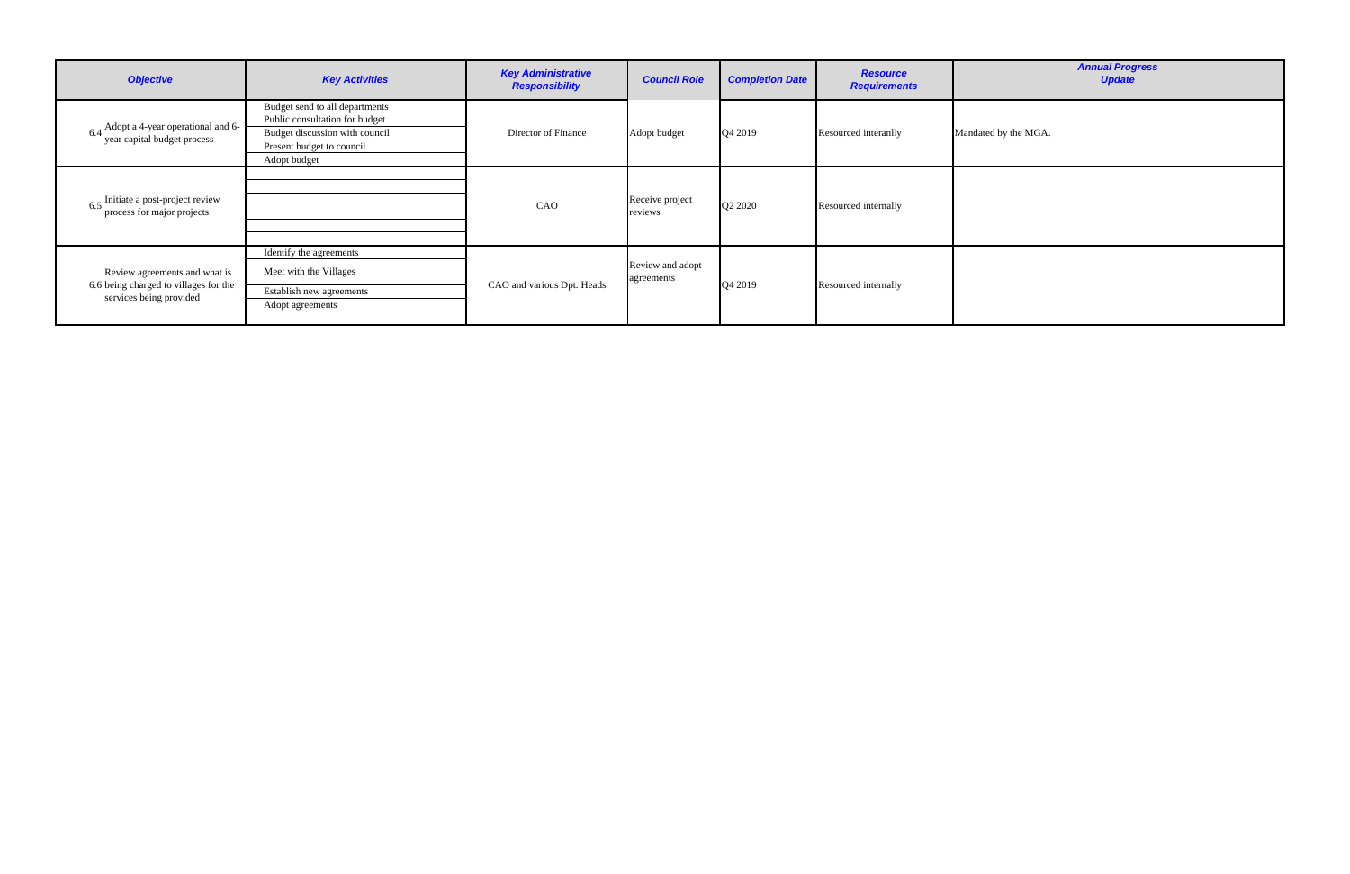| Objective | Key Activities | Key Administrative Responsibility | Council Role | Completion Date | Resource Requirements | Annual Progress Update |
|---|---|---|---|---|---|---|
| 6.4 Adopt a 4-year operational and 6-year capital budget process | Budget send to all departments<br>Public consultation for budget<br>Budget discussion with council<br>Present budget to council<br>Adopt budget | Director of Finance | Adopt budget | Q4 2019 | Resourced interanlly | Mandated by the MGA. |
| 6.5 Initiate a post-project review process for major projects | | CAO | Receive project reviews | Q2 2020 | Resourced internally | |
| 6.6 Review agreements and what is being charged to villages for the services being provided | Identify the agreements<br>Meet with the Villages<br>Establish new agreements<br>Adopt agreements | CAO and various Dpt. Heads | Review and adopt agreements | Q4 2019 | Resourced internally | |